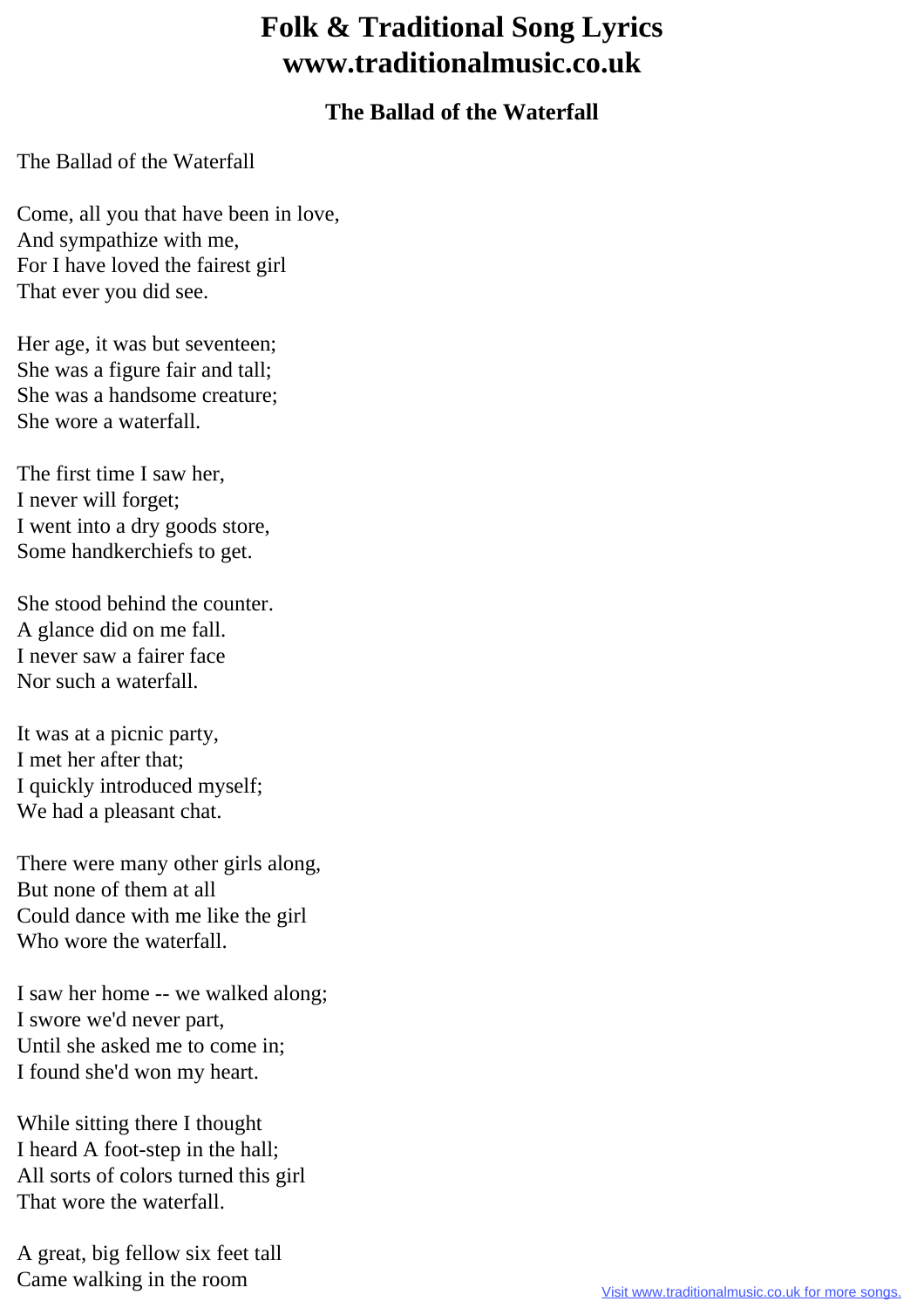# Folk & Traditional Song Lyrics www.traditionalmusic.co.uk

## The Ballad of the Waterfall

The Ballad of the Waterfall

Come, all you that have been in love,
And sympathize with me,
For I have loved the fairest girl
That ever you did see.

Her age, it was but seventeen;
She was a figure fair and tall;
She was a handsome creature;
She wore a waterfall.

The first time I saw her,
I never will forget;
I went into a dry goods store,
Some handkerchiefs to get.

She stood behind the counter.
A glance did on me fall.
I never saw a fairer face
Nor such a waterfall.

It was at a picnic party,
I met her after that;
I quickly introduced myself;
We had a pleasant chat.

There were many other girls along,
But none of them at all
Could dance with me like the girl
Who wore the waterfall.

I saw her home -- we walked along;
I swore we'd never part,
Until she asked me to come in;
I found she'd won my heart.

While sitting there I thought
I heard A foot-step in the hall;
All sorts of colors turned this girl
That wore the waterfall.

A great, big fellow six feet tall
Came walking in the room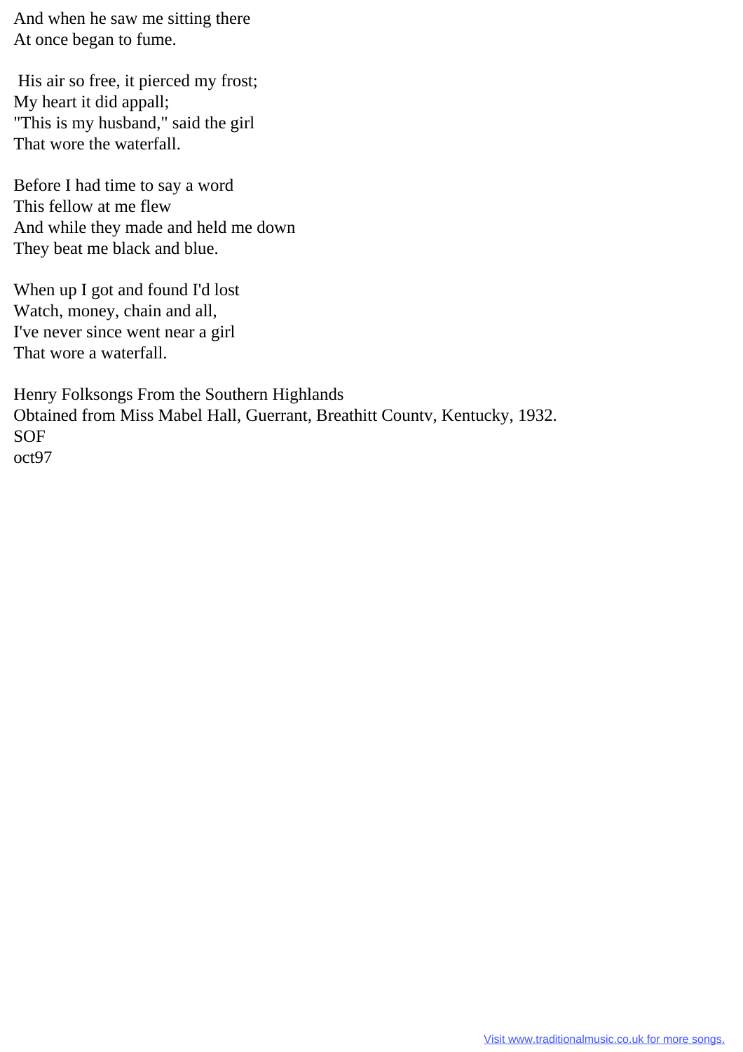And when he saw me sitting there
At once began to fume.

His air so free, it pierced my frost;
My heart it did appall;
"This is my husband," said the girl
That wore the waterfall.

Before I had time to say a word
This fellow at me flew
And while they made and held me down
They beat me black and blue.

When up I got and found I'd lost
Watch, money, chain and all,
I've never since went near a girl
That wore a waterfall.

Henry Folksongs From the Southern Highlands
Obtained from Miss Mabel Hall, Guerrant, Breathitt Countv, Kentucky, 1932.
SOF
oct97

Visit www.traditionalmusic.co.uk for more songs.